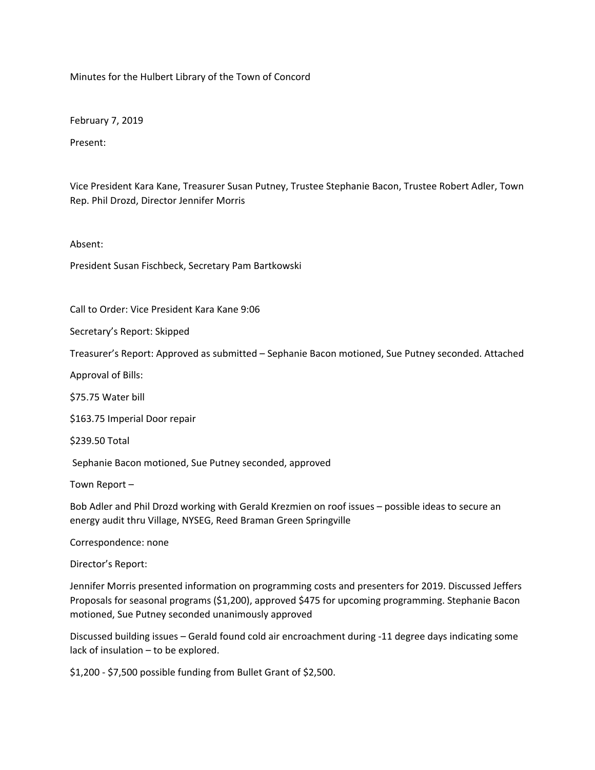Minutes for the Hulbert Library of the Town of Concord

February 7, 2019

Present:

Vice President Kara Kane, Treasurer Susan Putney, Trustee Stephanie Bacon, Trustee Robert Adler, Town Rep. Phil Drozd, Director Jennifer Morris

Absent:

President Susan Fischbeck, Secretary Pam Bartkowski

Call to Order: Vice President Kara Kane 9:06

Secretary's Report: Skipped

Treasurer's Report: Approved as submitted – Sephanie Bacon motioned, Sue Putney seconded. Attached

Approval of Bills:

$75.75 Water bill

$163.75 Imperial Door repair

$239.50 Total

Sephanie Bacon motioned, Sue Putney seconded, approved

Town Report –

Bob Adler and Phil Drozd working with Gerald Krezmien on roof issues – possible ideas to secure an energy audit thru Village, NYSEG, Reed Braman Green Springville

Correspondence: none

Director's Report:

Jennifer Morris presented information on programming costs and presenters for 2019. Discussed Jeffers Proposals for seasonal programs ($1,200), approved $475 for upcoming programming. Stephanie Bacon motioned, Sue Putney seconded unanimously approved

Discussed building issues – Gerald found cold air encroachment during -11 degree days indicating some lack of insulation – to be explored.

$1,200 - $7,500 possible funding from Bullet Grant of $2,500.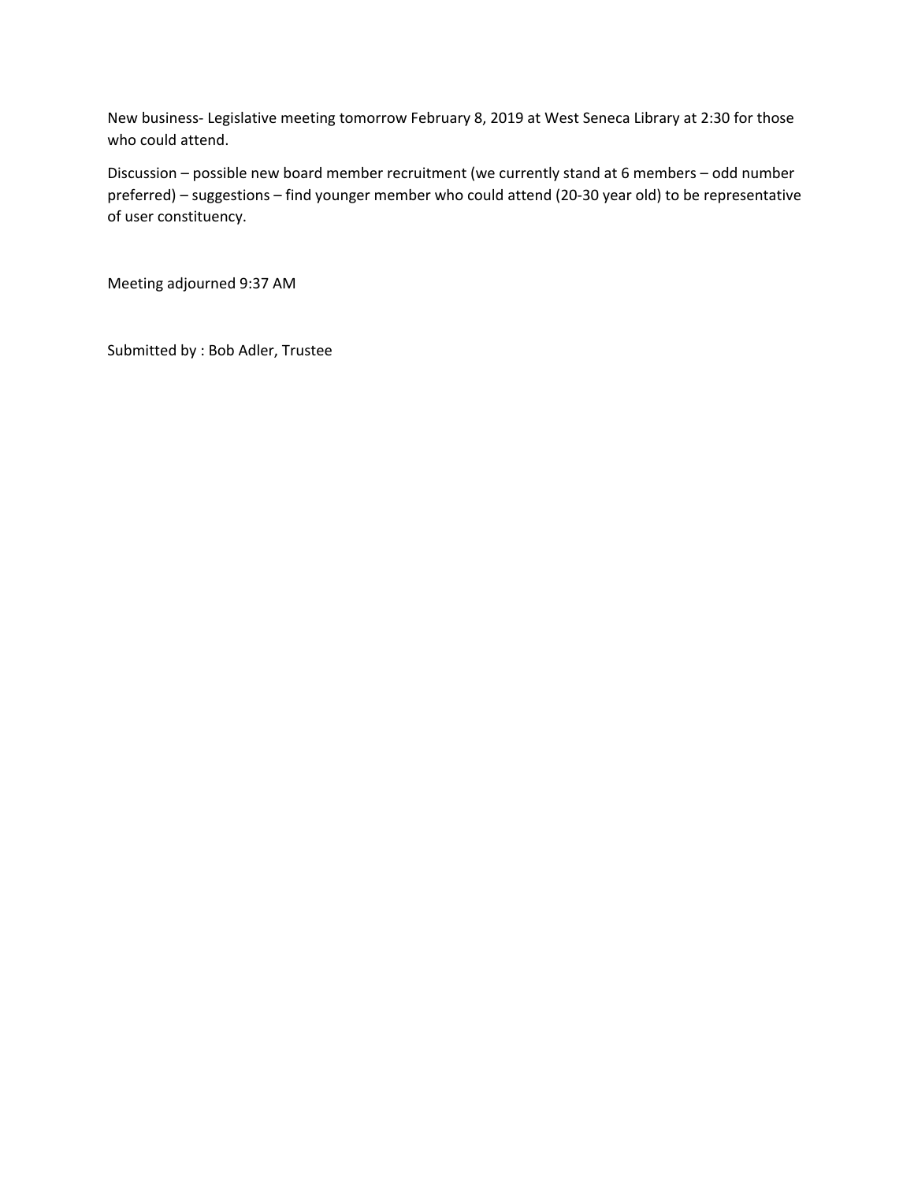New business- Legislative meeting tomorrow February 8, 2019 at West Seneca Library at 2:30 for those who could attend.

Discussion – possible new board member recruitment (we currently stand at 6 members – odd number preferred) – suggestions – find younger member who could attend (20-30 year old) to be representative of user constituency.

Meeting adjourned 9:37 AM

Submitted by : Bob Adler, Trustee